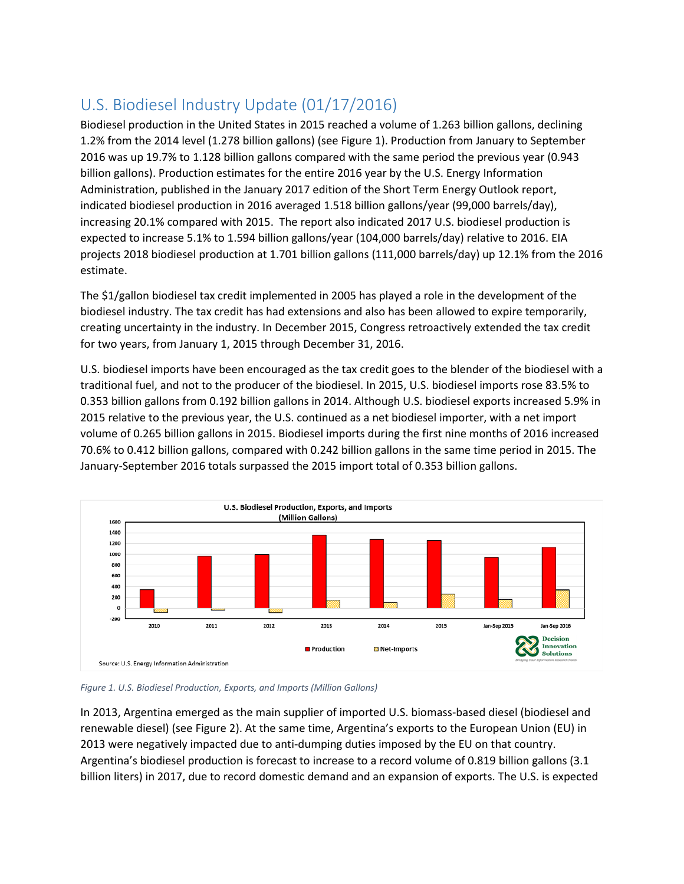## U.S. Biodiesel Industry Update (01/17/2016)

Biodiesel production in the United States in 2015 reached a volume of 1.263 billion gallons, declining 1.2% from the 2014 level (1.278 billion gallons) (see Figure 1). Production from January to September 2016 was up 19.7% to 1.128 billion gallons compared with the same period the previous year (0.943 billion gallons). Production estimates for the entire 2016 year by the U.S. Energy Information Administration, published in the January 2017 edition of the Short Term Energy Outlook report, indicated biodiesel production in 2016 averaged 1.518 billion gallons/year (99,000 barrels/day), increasing 20.1% compared with 2015. The report also indicated 2017 U.S. biodiesel production is expected to increase 5.1% to 1.594 billion gallons/year (104,000 barrels/day) relative to 2016. EIA projects 2018 biodiesel production at 1.701 billion gallons (111,000 barrels/day) up 12.1% from the 2016 estimate.

The $1/gallon biodiesel tax credit implemented in 2005 has played a role in the development of the biodiesel industry. The tax credit has had extensions and also has been allowed to expire temporarily, creating uncertainty in the industry. In December 2015, Congress retroactively extended the tax credit for two years, from January 1, 2015 through December 31, 2016.

U.S. biodiesel imports have been encouraged as the tax credit goes to the blender of the biodiesel with a traditional fuel, and not to the producer of the biodiesel. In 2015, U.S. biodiesel imports rose 83.5% to 0.353 billion gallons from 0.192 billion gallons in 2014. Although U.S. biodiesel exports increased 5.9% in 2015 relative to the previous year, the U.S. continued as a net biodiesel importer, with a net import volume of 0.265 billion gallons in 2015. Biodiesel imports during the first nine months of 2016 increased 70.6% to 0.412 billion gallons, compared with 0.242 billion gallons in the same time period in 2015. The January-September 2016 totals surpassed the 2015 import total of 0.353 billion gallons.

*Figure 1. U.S. Biodiesel Production, Exports, and Imports (Million Gallons)*

In 2013, Argentina emerged as the main supplier of imported U.S. biomass-based diesel (biodiesel and renewable diesel) (see Figure 2). At the same time, Argentina's exports to the European Union (EU) in 2013 were negatively impacted due to anti-dumping duties imposed by the EU on that country. Argentina's biodiesel production is forecast to increase to a record volume of 0.819 billion gallons (3.1 billion liters) in 2017, due to record domestic demand and an expansion of exports. The U.S. is expected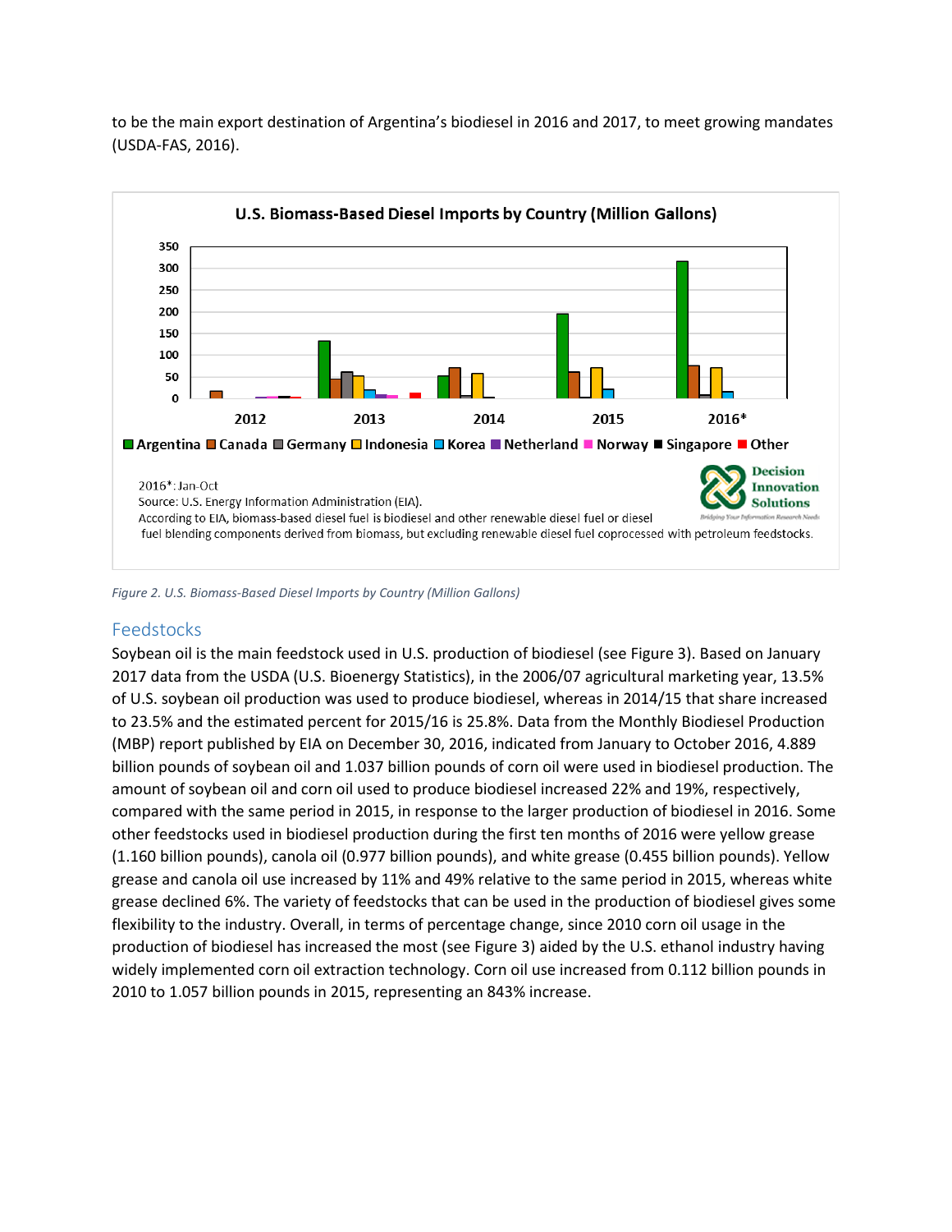to be the main export destination of Argentina's biodiesel in 2016 and 2017, to meet growing mandates (USDA-FAS, 2016).

Figure 2. U.S. Biomass-Based Diesel Imports by Country (Million Gallons)

## Feedstocks

Soybean oil is the main feedstock used in U.S. production of biodiesel (see Figure 3). Based on January 2017 data from the USDA (U.S. Bioenergy Statistics), in the 2006/07 agricultural marketing year, 13.5% of U.S. soybean oil production was used to produce biodiesel, whereas in 2014/15 that share increased to 23.5% and the estimated percent for 2015/16 is 25.8%. Data from the Monthly Biodiesel Production (MBP) report published by EIA on December 30, 2016, indicated from January to October 2016, 4.889 billion pounds of soybean oil and 1.037 billion pounds of corn oil were used in biodiesel production. The amount of soybean oil and corn oil used to produce biodiesel increased 22% and 19%, respectively, compared with the same period in 2015, in response to the larger production of biodiesel in 2016. Some other feedstocks used in biodiesel production during the first ten months of 2016 were yellow grease (1.160 billion pounds), canola oil (0.977 billion pounds), and white grease (0.455 billion pounds). Yellow grease and canola oil use increased by 11% and 49% relative to the same period in 2015, whereas white grease declined 6%. The variety of feedstocks that can be used in the production of biodiesel gives some flexibility to the industry. Overall, in terms of percentage change, since 2010 corn oil usage in the production of biodiesel has increased the most (see Figure 3) aided by the U.S. ethanol industry having widely implemented corn oil extraction technology. Corn oil use increased from 0.112 billion pounds in 2010 to 1.057 billion pounds in 2015, representing an 843% increase.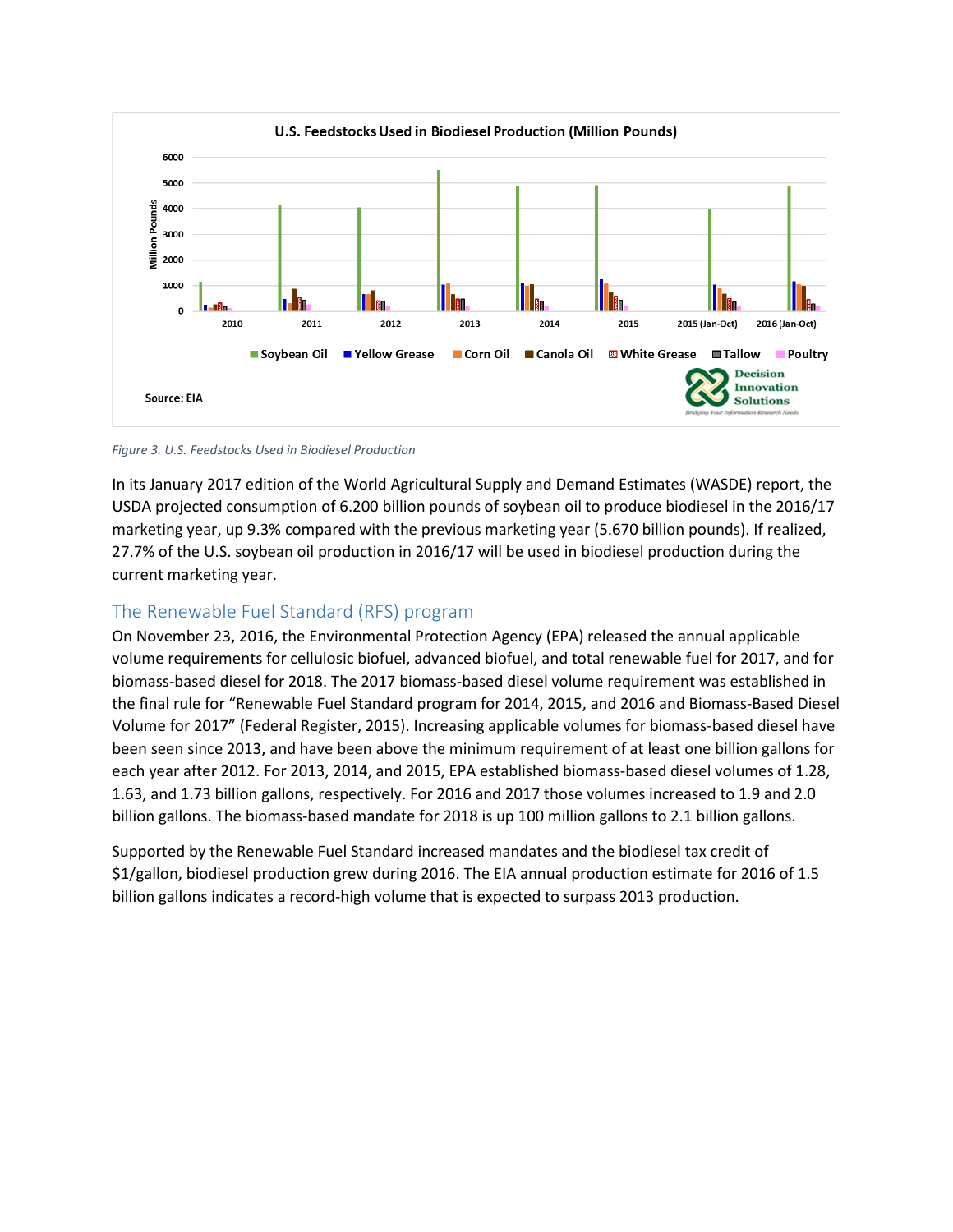U.S. Feedstocks Used in Biodiesel Production (Million Pounds)

Million Pounds

6000
5000
4000
3000
2000
1000
0

2010
2011
2012
2013
2014
2015
2015 (Jan-Oct)
2016 (Jan-Oct)

Soybean Oil
Yellow Grease
Corn Oil
Canola Oil
White Grease
Tallow
Poultry

Source: EIA

Decision Innovation Solutions
Bridging Your Information Research Needs

*Figure 3. U.S. Feedstocks Used in Biodiesel Production*

In its January 2017 edition of the World Agricultural Supply and Demand Estimates (WASDE) report, the USDA projected consumption of 6.200 billion pounds of soybean oil to produce biodiesel in the 2016/17 marketing year, up 9.3% compared with the previous marketing year (5.670 billion pounds). If realized, 27.7% of the U.S. soybean oil production in 2016/17 will be used in biodiesel production during the current marketing year.

## The Renewable Fuel Standard (RFS) program

On November 23, 2016, the Environmental Protection Agency (EPA) released the annual applicable volume requirements for cellulosic biofuel, advanced biofuel, and total renewable fuel for 2017, and for biomass-based diesel for 2018. The 2017 biomass-based diesel volume requirement was established in the final rule for "Renewable Fuel Standard program for 2014, 2015, and 2016 and Biomass-Based Diesel Volume for 2017" (Federal Register, 2015). Increasing applicable volumes for biomass-based diesel have been seen since 2013, and have been above the minimum requirement of at least one billion gallons for each year after 2012. For 2013, 2014, and 2015, EPA established biomass-based diesel volumes of 1.28, 1.63, and 1.73 billion gallons, respectively. For 2016 and 2017 those volumes increased to 1.9 and 2.0 billion gallons. The biomass-based mandate for 2018 is up 100 million gallons to 2.1 billion gallons.

Supported by the Renewable Fuel Standard increased mandates and the biodiesel tax credit of $1/gallon, biodiesel production grew during 2016. The EIA annual production estimate for 2016 of 1.5 billion gallons indicates a record-high volume that is expected to surpass 2013 production.